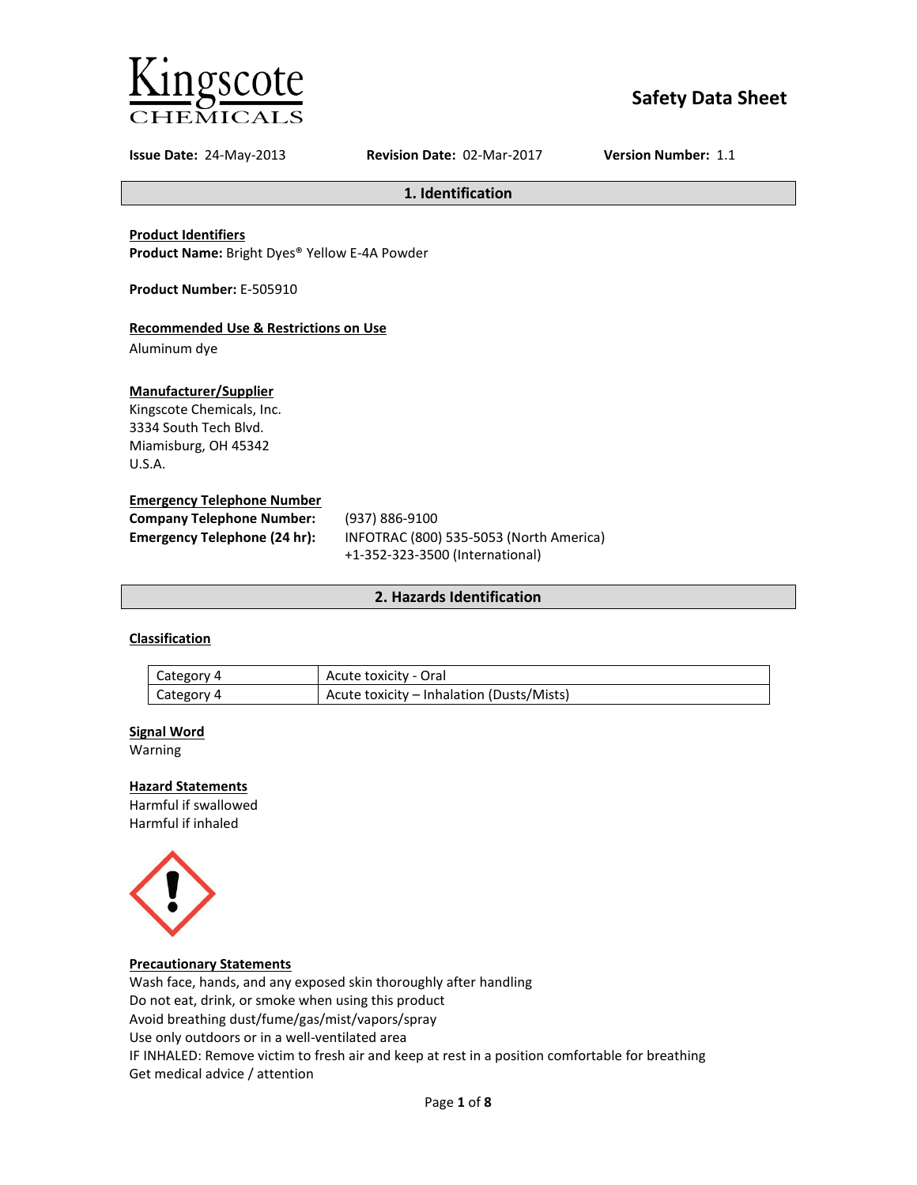Kingscote CHEMICALS

# Safety Data Sheet

**Issue Date:** 24-May-2013 **Revision Date:** 02-Mar-2017 **Version Number:** 1.1

## 1. Identification

**Product Identifiers**
**Product Name:** Bright Dyes® Yellow E-4A Powder

**Product Number:** E-505910

**Recommended Use & Restrictions on Use**
Aluminum dye

**Manufacturer/Supplier**
Kingscote Chemicals, Inc.
3334 South Tech Blvd.
Miamisburg, OH 45342
U.S.A.

**Emergency Telephone Number**

**Company Telephone Number:** (937) 886-9100
**Emergency Telephone (24 hr):** INFOTRAC (800) 535-5053 (North America)
+1-352-323-3500 (International)

## 2. Hazards Identification

**Classification**

| Category | Hazard |
|---|---|
| Category 4 | Acute toxicity - Oral |
| Category 4 | Acute toxicity – Inhalation (Dusts/Mists) |

**Signal Word**
Warning

**Hazard Statements**
Harmful if swallowed
Harmful if inhaled

**Precautionary Statements**
Wash face, hands, and any exposed skin thoroughly after handling
Do not eat, drink, or smoke when using this product
Avoid breathing dust/fume/gas/mist/vapors/spray
Use only outdoors or in a well-ventilated area
IF INHALED: Remove victim to fresh air and keep at rest in a position comfortable for breathing
Get medical advice / attention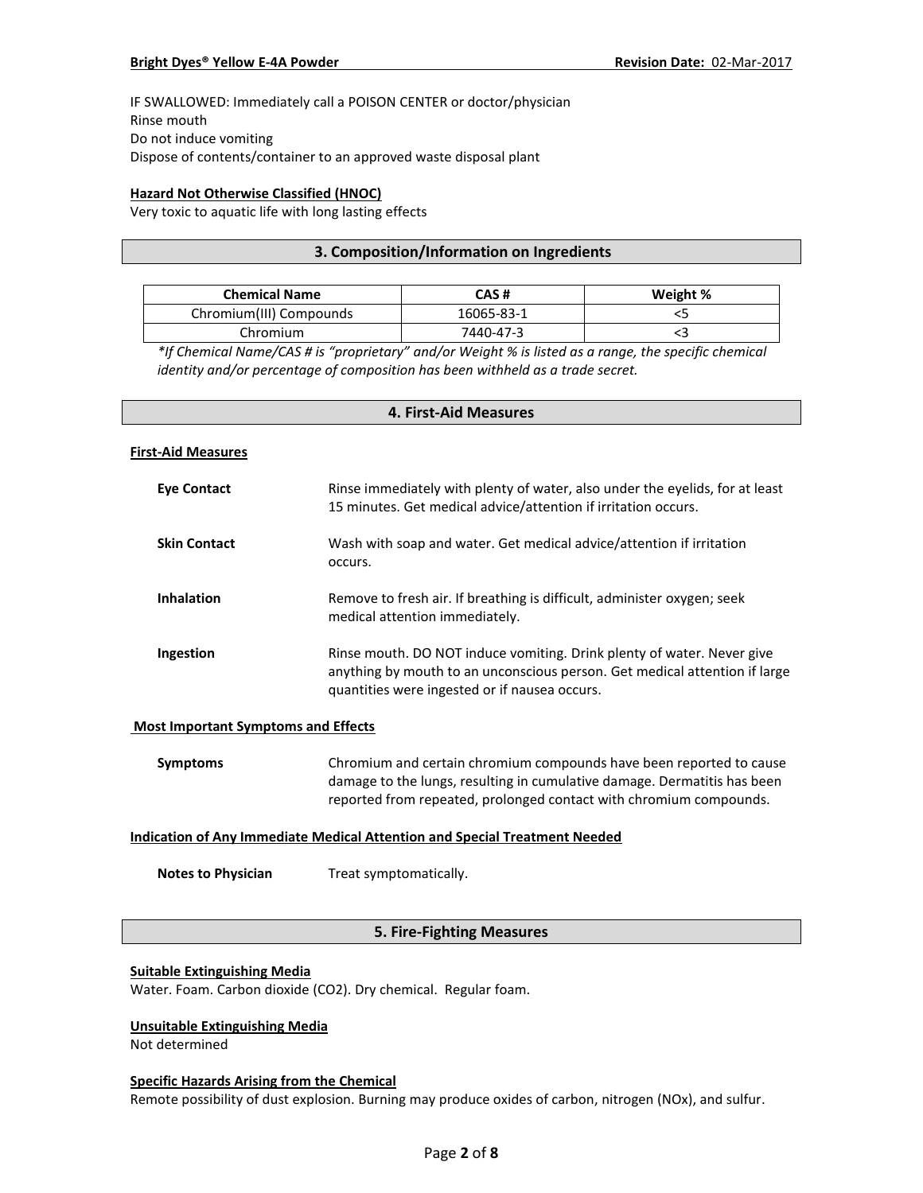IF SWALLOWED: Immediately call a POISON CENTER or doctor/physician
Rinse mouth
Do not induce vomiting
Dispose of contents/container to an approved waste disposal plant

**Hazard Not Otherwise Classified (HNOC)**
Very toxic to aquatic life with long lasting effects

## 3. Composition/Information on Ingredients

| Chemical Name | CAS # | Weight % |
|---|---|---|
| Chromium(III) Compounds | 16065-83-1 | <5 |
| Chromium | 7440-47-3 | <3 |

*\*If Chemical Name/CAS # is "proprietary" and/or Weight % is listed as a range, the specific chemical identity and/or percentage of composition has been withheld as a trade secret.*

## 4. First-Aid Measures

**First-Aid Measures**

**Eye Contact** — Rinse immediately with plenty of water, also under the eyelids, for at least 15 minutes. Get medical advice/attention if irritation occurs.

**Skin Contact** — Wash with soap and water. Get medical advice/attention if irritation occurs.

**Inhalation** — Remove to fresh air. If breathing is difficult, administer oxygen; seek medical attention immediately.

**Ingestion** — Rinse mouth. DO NOT induce vomiting. Drink plenty of water. Never give anything by mouth to an unconscious person. Get medical attention if large quantities were ingested or if nausea occurs.

**Most Important Symptoms and Effects**

**Symptoms** — Chromium and certain chromium compounds have been reported to cause damage to the lungs, resulting in cumulative damage. Dermatitis has been reported from repeated, prolonged contact with chromium compounds.

**Indication of Any Immediate Medical Attention and Special Treatment Needed**

**Notes to Physician** — Treat symptomatically.

## 5. Fire-Fighting Measures

**Suitable Extinguishing Media**
Water. Foam. Carbon dioxide (CO2). Dry chemical. Regular foam.

**Unsuitable Extinguishing Media**
Not determined

**Specific Hazards Arising from the Chemical**
Remote possibility of dust explosion. Burning may produce oxides of carbon, nitrogen (NOx), and sulfur.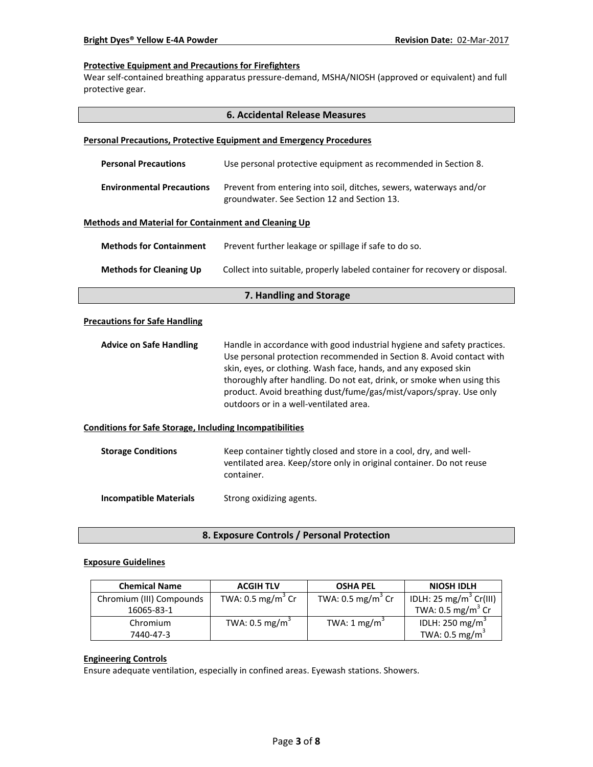#### Protective Equipment and Precautions for Firefighters

Wear self-contained breathing apparatus pressure-demand, MSHA/NIOSH (approved or equivalent) and full protective gear.

## 6. Accidental Release Measures

#### Personal Precautions, Protective Equipment and Emergency Procedures

**Personal Precautions** Use personal protective equipment as recommended in Section 8.

**Environmental Precautions** Prevent from entering into soil, ditches, sewers, waterways and/or groundwater. See Section 12 and Section 13.

#### Methods and Material for Containment and Cleaning Up

**Methods for Containment** Prevent further leakage or spillage if safe to do so.

**Methods for Cleaning Up** Collect into suitable, properly labeled container for recovery or disposal.

## 7. Handling and Storage

#### Precautions for Safe Handling

**Advice on Safe Handling** Handle in accordance with good industrial hygiene and safety practices. Use personal protection recommended in Section 8. Avoid contact with skin, eyes, or clothing. Wash face, hands, and any exposed skin thoroughly after handling. Do not eat, drink, or smoke when using this product. Avoid breathing dust/fume/gas/mist/vapors/spray. Use only outdoors or in a well-ventilated area.

#### Conditions for Safe Storage, Including Incompatibilities

**Storage Conditions** Keep container tightly closed and store in a cool, dry, and well-ventilated area. Keep/store only in original container. Do not reuse container.

**Incompatible Materials** Strong oxidizing agents.

## 8. Exposure Controls / Personal Protection

#### Exposure Guidelines

| Chemical Name | ACGIH TLV | OSHA PEL | NIOSH IDLH |
|---|---|---|---|
| Chromium (III) Compounds 16065-83-1 | TWA: 0.5 mg/m$^3$ Cr | TWA: 0.5 mg/m$^3$ Cr | IDLH: 25 mg/m$^3$ Cr(III) TWA: 0.5 mg/m$^3$ Cr |
| Chromium 7440-47-3 | TWA: 0.5 mg/m$^3$ | TWA: 1 mg/m$^3$ | IDLH: 250 mg/m$^3$ TWA: 0.5 mg/m$^3$ |

#### Engineering Controls

Ensure adequate ventilation, especially in confined areas. Eyewash stations. Showers.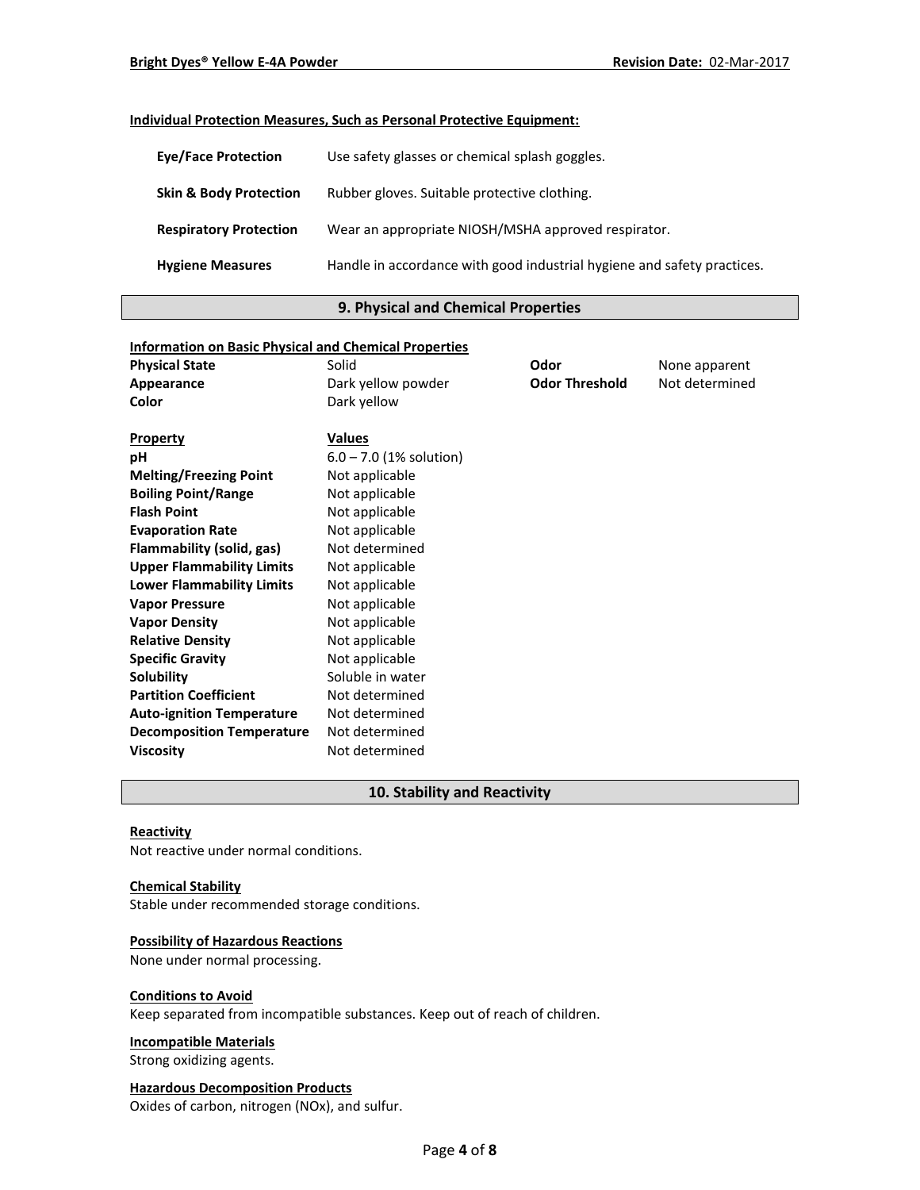**Individual Protection Measures, Such as Personal Protective Equipment:**

| | |
|---|---|
| **Eye/Face Protection** | Use safety glasses or chemical splash goggles. |
| **Skin & Body Protection** | Rubber gloves. Suitable protective clothing. |
| **Respiratory Protection** | Wear an appropriate NIOSH/MSHA approved respirator. |
| **Hygiene Measures** | Handle in accordance with good industrial hygiene and safety practices. |

## 9. Physical and Chemical Properties

**Information on Basic Physical and Chemical Properties**

| | | | |
|---|---|---|---|
| **Physical State** | Solid | **Odor** | None apparent |
| **Appearance** | Dark yellow powder | **Odor Threshold** | Not determined |
| **Color** | Dark yellow | | |

| **Property** | **Values** |
|---|---|
| **pH** | 6.0 – 7.0 (1% solution) |
| **Melting/Freezing Point** | Not applicable |
| **Boiling Point/Range** | Not applicable |
| **Flash Point** | Not applicable |
| **Evaporation Rate** | Not applicable |
| **Flammability (solid, gas)** | Not determined |
| **Upper Flammability Limits** | Not applicable |
| **Lower Flammability Limits** | Not applicable |
| **Vapor Pressure** | Not applicable |
| **Vapor Density** | Not applicable |
| **Relative Density** | Not applicable |
| **Specific Gravity** | Not applicable |
| **Solubility** | Soluble in water |
| **Partition Coefficient** | Not determined |
| **Auto-ignition Temperature** | Not determined |
| **Decomposition Temperature** | Not determined |
| **Viscosity** | Not determined |

## 10. Stability and Reactivity

**Reactivity**
Not reactive under normal conditions.

**Chemical Stability**
Stable under recommended storage conditions.

**Possibility of Hazardous Reactions**
None under normal processing.

**Conditions to Avoid**
Keep separated from incompatible substances. Keep out of reach of children.

**Incompatible Materials**
Strong oxidizing agents.

**Hazardous Decomposition Products**
Oxides of carbon, nitrogen (NOx), and sulfur.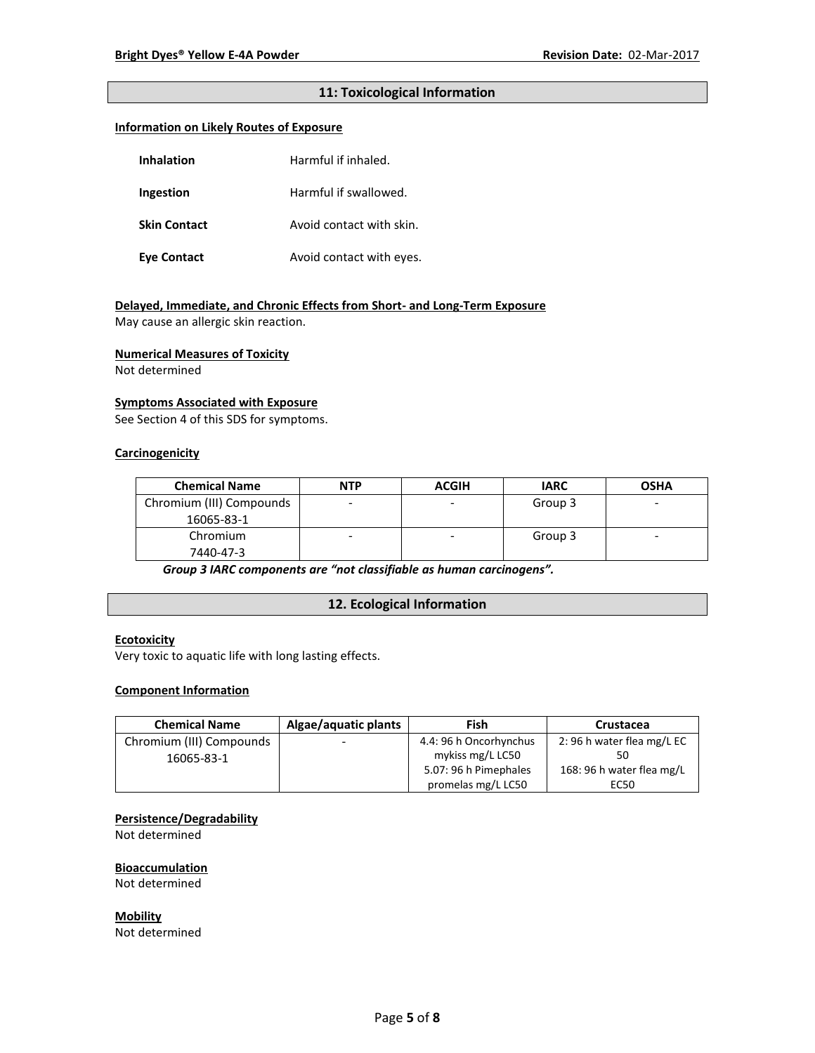## 11: Toxicological Information

**Information on Likely Routes of Exposure**

| | |
|---|---|
| **Inhalation** | Harmful if inhaled. |
| **Ingestion** | Harmful if swallowed. |
| **Skin Contact** | Avoid contact with skin. |
| **Eye Contact** | Avoid contact with eyes. |

**Delayed, Immediate, and Chronic Effects from Short- and Long-Term Exposure**

May cause an allergic skin reaction.

**Numerical Measures of Toxicity**

Not determined

**Symptoms Associated with Exposure**

See Section 4 of this SDS for symptoms.

**Carcinogenicity**

| Chemical Name | NTP | ACGIH | IARC | OSHA |
|---|---|---|---|---|
| Chromium (III) Compounds 16065-83-1 | - | - | Group 3 | - |
| Chromium 7440-47-3 | - | - | Group 3 | - |

***Group 3 IARC components are "not classifiable as human carcinogens".***

## 12. Ecological Information

**Ecotoxicity**

Very toxic to aquatic life with long lasting effects.

**Component Information**

| Chemical Name | Algae/aquatic plants | Fish | Crustacea |
|---|---|---|---|
| Chromium (III) Compounds 16065-83-1 | - | 4.4: 96 h Oncorhynchus mykiss mg/L LC50<br>5.07: 96 h Pimephales promelas mg/L LC50 | 2: 96 h water flea mg/L EC 50<br>168: 96 h water flea mg/L EC50 |

**Persistence/Degradability**

Not determined

**Bioaccumulation**

Not determined

**Mobility**

Not determined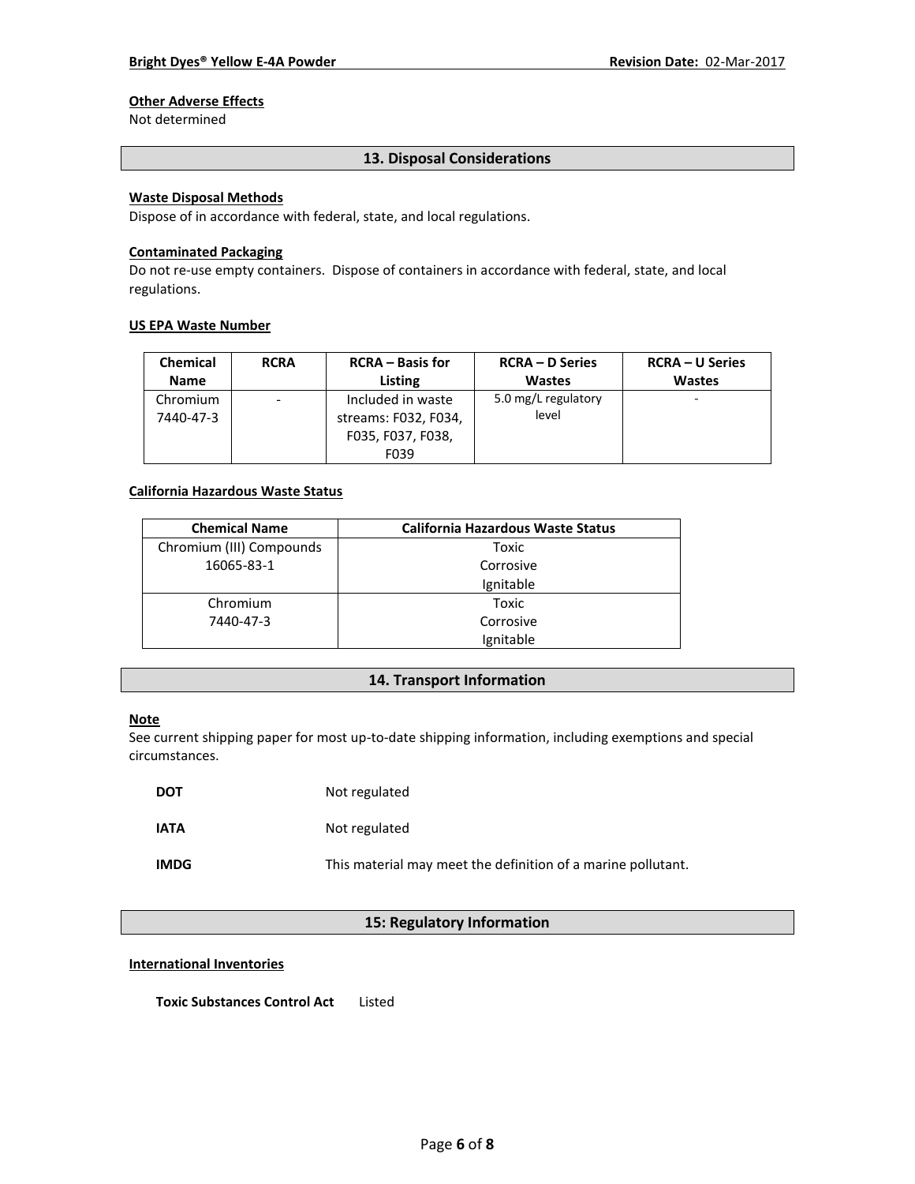**Other Adverse Effects**

Not determined

## 13. Disposal Considerations

**Waste Disposal Methods**

Dispose of in accordance with federal, state, and local regulations.

**Contaminated Packaging**

Do not re-use empty containers. Dispose of containers in accordance with federal, state, and local regulations.

**US EPA Waste Number**

| Chemical Name | RCRA | RCRA – Basis for Listing | RCRA – D Series Wastes | RCRA – U Series Wastes |
|---|---|---|---|---|
| Chromium 7440-47-3 | - | Included in waste streams: F032, F034, F035, F037, F038, F039 | 5.0 mg/L regulatory level | - |

**California Hazardous Waste Status**

| Chemical Name | California Hazardous Waste Status |
|---|---|
| Chromium (III) Compounds 16065-83-1 | Toxic Corrosive Ignitable |
| Chromium 7440-47-3 | Toxic Corrosive Ignitable |

## 14. Transport Information

**Note**

See current shipping paper for most up-to-date shipping information, including exemptions and special circumstances.

**DOT** Not regulated

**IATA** Not regulated

**IMDG** This material may meet the definition of a marine pollutant.

## 15: Regulatory Information

**International Inventories**

**Toxic Substances Control Act** Listed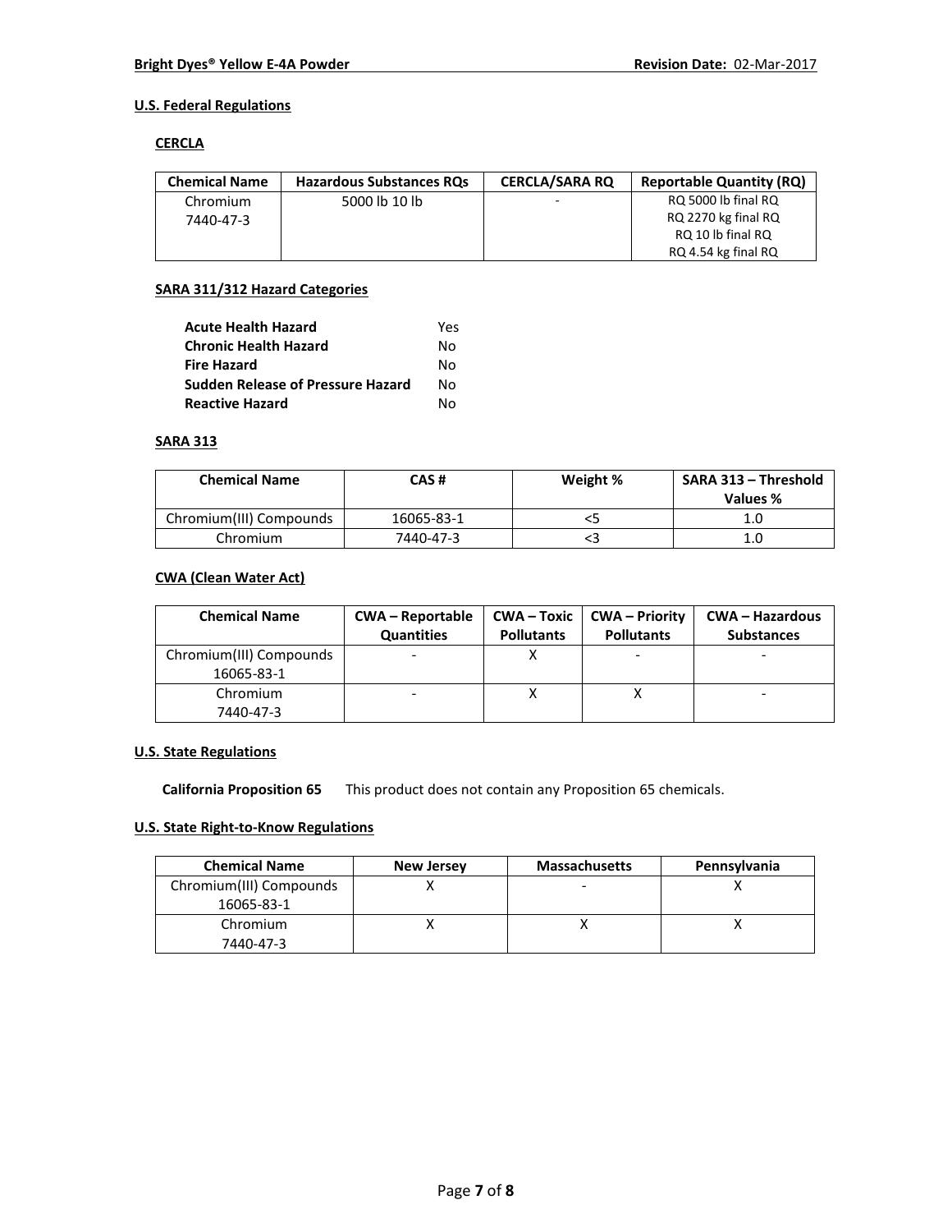**U.S. Federal Regulations**

**CERCLA**

| Chemical Name | Hazardous Substances RQs | CERCLA/SARA RQ | Reportable Quantity (RQ) |
|---|---|---|---|
| Chromium 7440-47-3 | 5000 lb 10 lb | - | RQ 5000 lb final RQ RQ 2270 kg final RQ RQ 10 lb final RQ RQ 4.54 kg final RQ |

**SARA 311/312 Hazard Categories**

| | |
|---|---|
| **Acute Health Hazard** | Yes |
| **Chronic Health Hazard** | No |
| **Fire Hazard** | No |
| **Sudden Release of Pressure Hazard** | No |
| **Reactive Hazard** | No |

**SARA 313**

| Chemical Name | CAS # | Weight % | SARA 313 – Threshold Values % |
|---|---|---|---|
| Chromium(III) Compounds | 16065-83-1 | <5 | 1.0 |
| Chromium | 7440-47-3 | <3 | 1.0 |

**CWA (Clean Water Act)**

| Chemical Name | CWA – Reportable Quantities | CWA – Toxic Pollutants | CWA – Priority Pollutants | CWA – Hazardous Substances |
|---|---|---|---|---|
| Chromium(III) Compounds 16065-83-1 | - | X | - | - |
| Chromium 7440-47-3 | - | X | X | - |

**U.S. State Regulations**

**California Proposition 65** This product does not contain any Proposition 65 chemicals.

**U.S. State Right-to-Know Regulations**

| Chemical Name | New Jersey | Massachusetts | Pennsylvania |
|---|---|---|---|
| Chromium(III) Compounds 16065-83-1 | X | - | X |
| Chromium 7440-47-3 | X | X | X |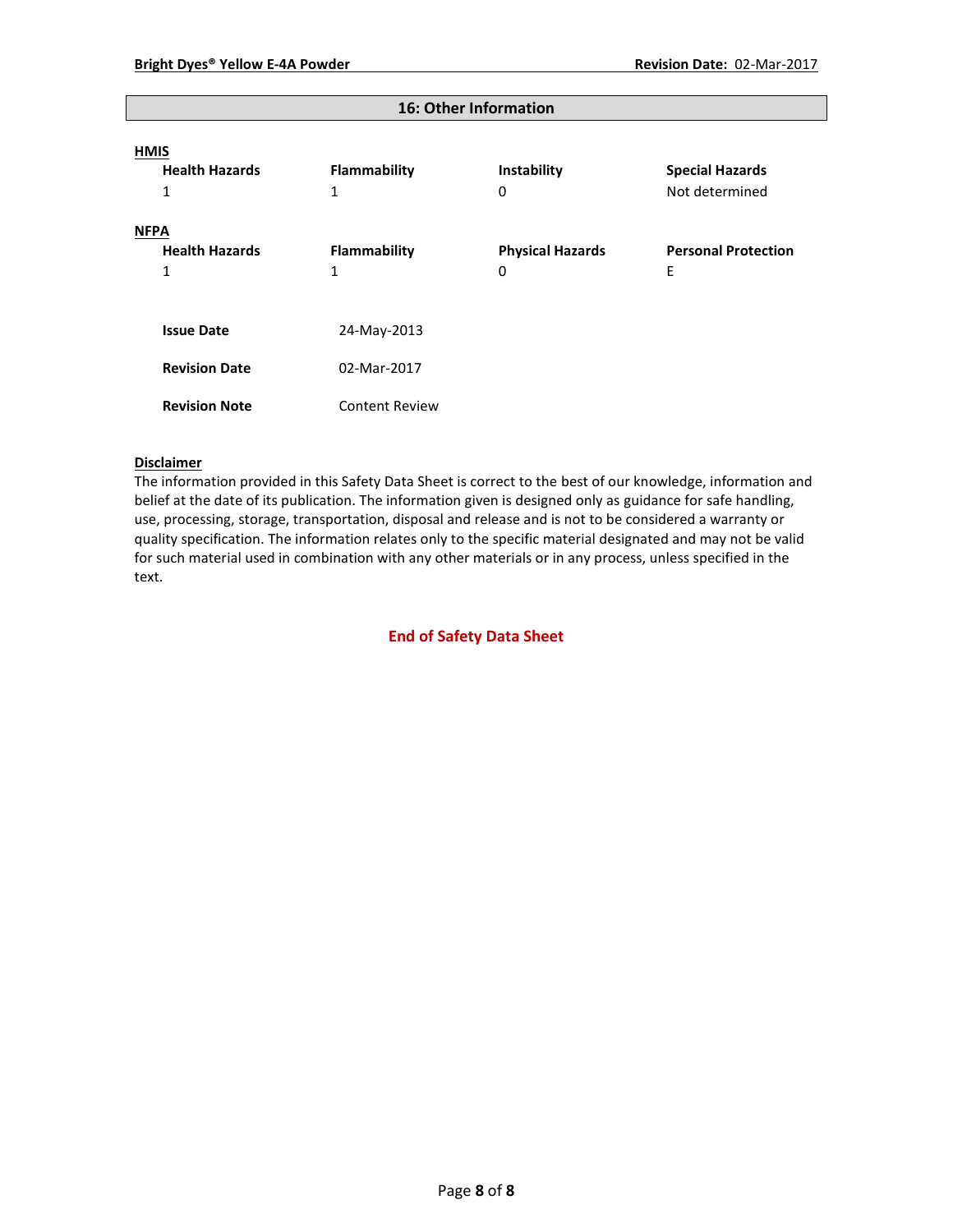## 16: Other Information

**HMIS**

| Health Hazards | Flammability | Instability | Special Hazards |
|---|---|---|---|
| 1 | 1 | 0 | Not determined |

**NFPA**

| Health Hazards | Flammability | Physical Hazards | Personal Protection |
|---|---|---|---|
| 1 | 1 | 0 | E |

| | |
|---|---|
| **Issue Date** | 24-May-2013 |
| **Revision Date** | 02-Mar-2017 |
| **Revision Note** | Content Review |

**Disclaimer**

The information provided in this Safety Data Sheet is correct to the best of our knowledge, information and belief at the date of its publication. The information given is designed only as guidance for safe handling, use, processing, storage, transportation, disposal and release and is not to be considered a warranty or quality specification. The information relates only to the specific material designated and may not be valid for such material used in combination with any other materials or in any process, unless specified in the text.

**End of Safety Data Sheet**